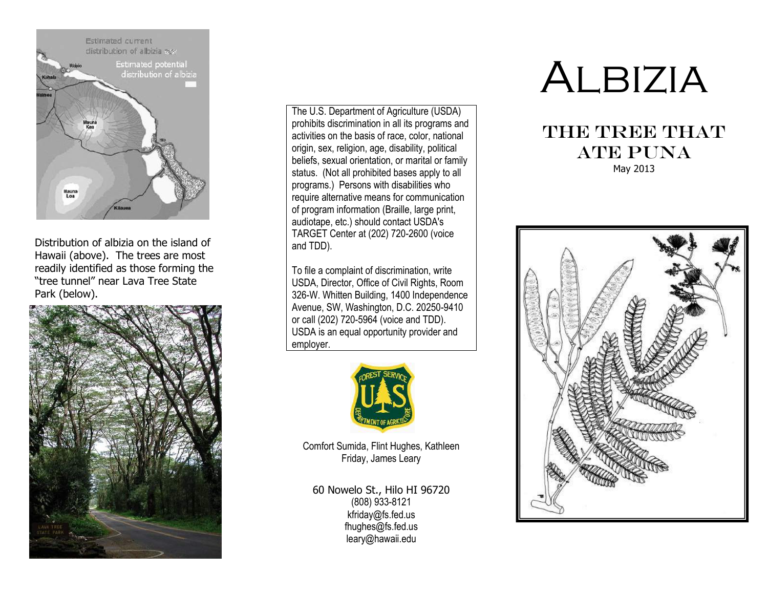Estimated current distribution of albizia

Estimated potential distribution of albizia

Waipio

Kohala

Waimea

Mauna Kea

Hilo

Mauna Loa

Kilauea

Distribution of albizia on the island of Hawaii (above). The trees are most readily identified as those forming the "tree tunnel" near Lava Tree State Park (below).

The U.S. Department of Agriculture (USDA) prohibits discrimination in all its programs and activities on the basis of race, color, national origin, sex, religion, age, disability, political beliefs, sexual orientation, or marital or family status. (Not all prohibited bases apply to all programs.) Persons with disabilities who require alternative means for communication of program information (Braille, large print, audiotape, etc.) should contact USDA's TARGET Center at (202) 720-2600 (voice and TDD).

To file a complaint of discrimination, write USDA, Director, Office of Civil Rights, Room 326-W. Whitten Building, 1400 Independence Avenue, SW, Washington, D.C. 20250-9410 or call (202) 720-5964 (voice and TDD). USDA is an equal opportunity provider and employer.

Comfort Sumida, Flint Hughes, Kathleen Friday, James Leary

60 Nowelo St., Hilo HI 96720
(808) 933-8121
kfriday@fs.fed.us
fhughes@fs.fed.us
leary@hawaii.edu

# Albizia

## The Tree That Ate Puna

May 2013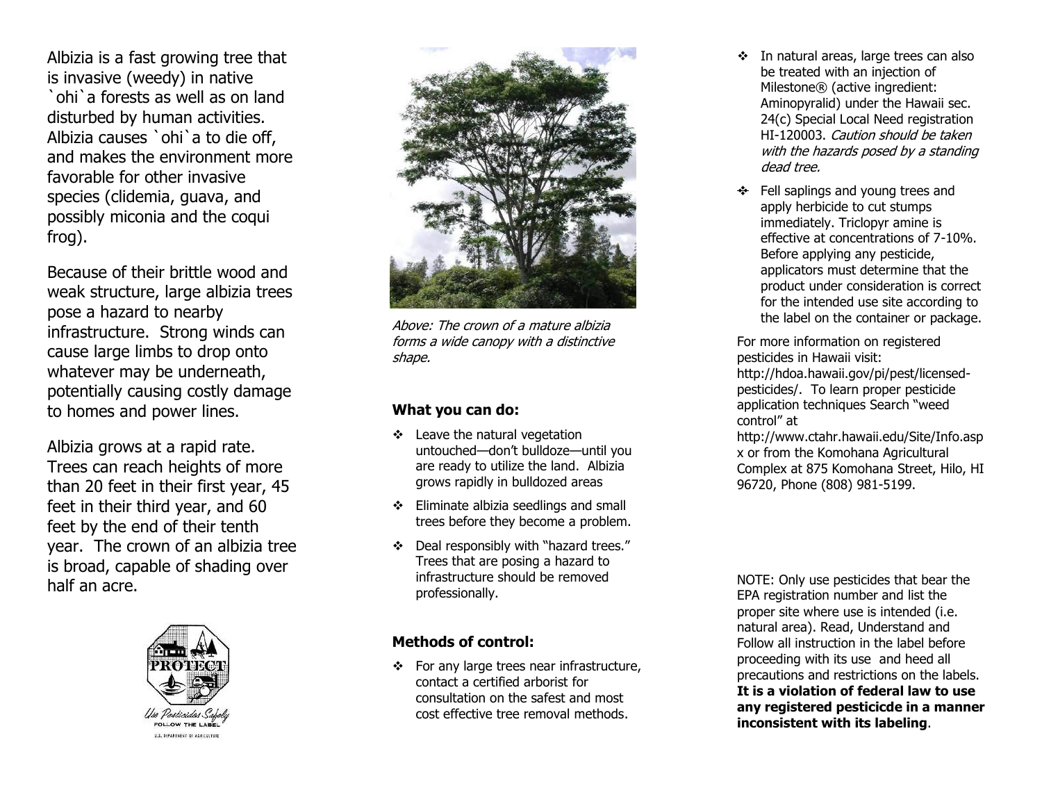Albizia is a fast growing tree that is invasive (weedy) in native `ohi`a forests as well as on land disturbed by human activities. Albizia causes `ohi`a to die off, and makes the environment more favorable for other invasive species (clidemia, guava, and possibly miconia and the coqui frog).

Because of their brittle wood and weak structure, large albizia trees pose a hazard to nearby infrastructure. Strong winds can cause large limbs to drop onto whatever may be underneath, potentially causing costly damage to homes and power lines.

Albizia grows at a rapid rate. Trees can reach heights of more than 20 feet in their first year, 45 feet in their third year, and 60 feet by the end of their tenth year. The crown of an albizia tree is broad, capable of shading over half an acre.

PROTECT

Use Pesticides Safely

FOLLOW THE LABEL

U.S. DEPARTMENT OF AGRICULTURE

*Above: The crown of a mature albizia forms a wide canopy with a distinctive shape.*

### What you can do:

- Leave the natural vegetation untouched—don't bulldoze—until you are ready to utilize the land. Albizia grows rapidly in bulldozed areas
- Eliminate albizia seedlings and small trees before they become a problem.
- Deal responsibly with "hazard trees." Trees that are posing a hazard to infrastructure should be removed professionally.

### Methods of control:

- For any large trees near infrastructure, contact a certified arborist for consultation on the safest and most cost effective tree removal methods.
- In natural areas, large trees can also be treated with an injection of Milestone® (active ingredient: Aminopyralid) under the Hawaii sec. 24(c) Special Local Need registration HI-120003. *Caution should be taken with the hazards posed by a standing dead tree.*
- Fell saplings and young trees and apply herbicide to cut stumps immediately. Triclopyr amine is effective at concentrations of 7-10%. Before applying any pesticide, applicators must determine that the product under consideration is correct for the intended use site according to the label on the container or package.

For more information on registered pesticides in Hawaii visit: http://hdoa.hawaii.gov/pi/pest/licensed-pesticides/. To learn proper pesticide application techniques Search "weed control" at http://www.ctahr.hawaii.edu/Site/Info.aspx or from the Komohana Agricultural Complex at 875 Komohana Street, Hilo, HI 96720, Phone (808) 981-5199.

NOTE: Only use pesticides that bear the EPA registration number and list the proper site where use is intended (i.e. natural area). Read, Understand and Follow all instruction in the label before proceeding with its use and heed all precautions and restrictions on the labels. **It is a violation of federal law to use any registered pesticicde in a manner inconsistent with its labeling**.